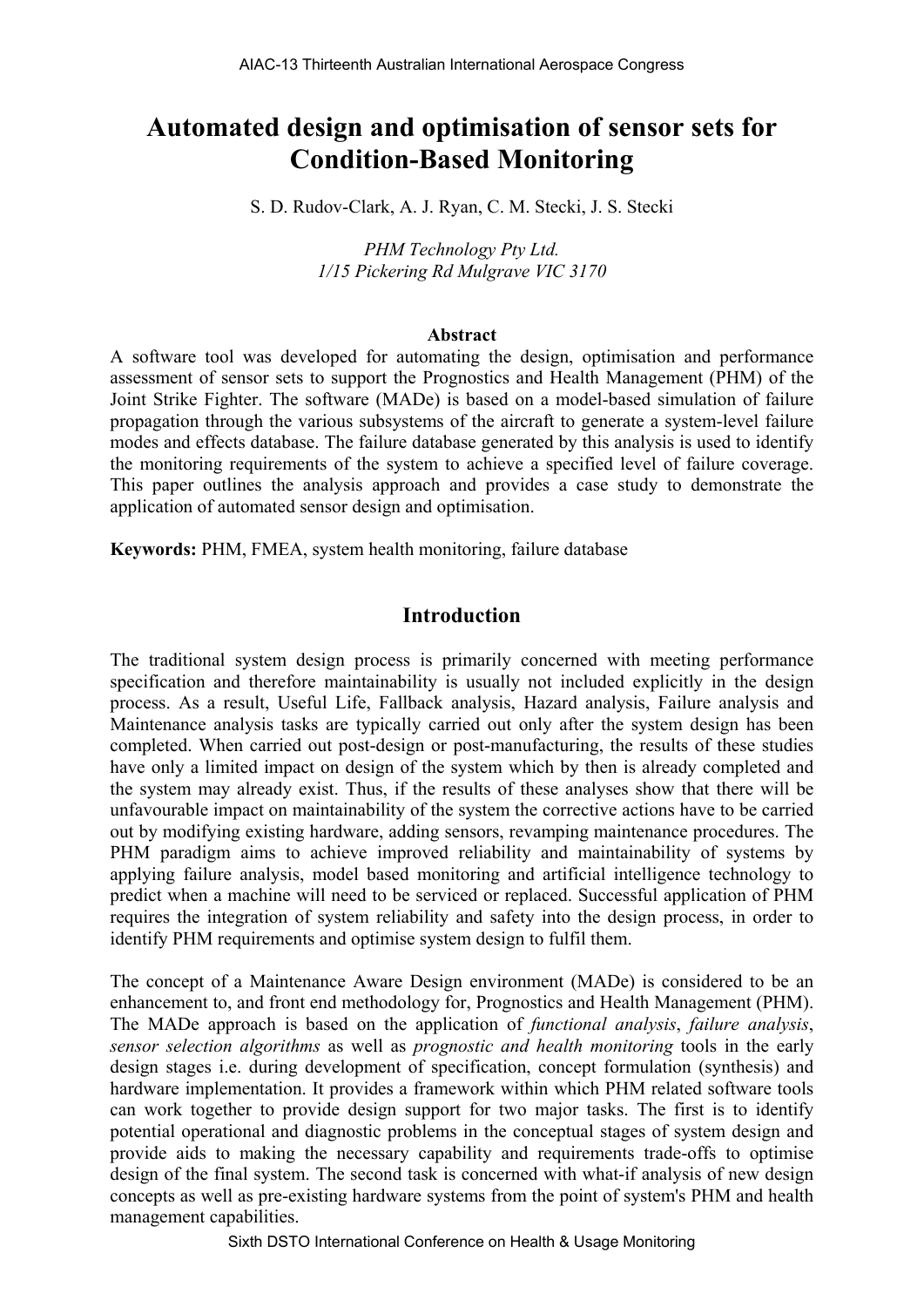# Automated design and optimisation of sensor sets for Condition-Based Monitoring

S. D. Rudov-Clark, A. J. Ryan, C. M. Stecki, J. S. Stecki

*PHM Technology Pty Ltd.*
*1/15 Pickering Rd Mulgrave VIC 3170*

## Abstract

A software tool was developed for automating the design, optimisation and performance assessment of sensor sets to support the Prognostics and Health Management (PHM) of the Joint Strike Fighter. The software (MADe) is based on a model-based simulation of failure propagation through the various subsystems of the aircraft to generate a system-level failure modes and effects database. The failure database generated by this analysis is used to identify the monitoring requirements of the system to achieve a specified level of failure coverage. This paper outlines the analysis approach and provides a case study to demonstrate the application of automated sensor design and optimisation.

**Keywords:** PHM, FMEA, system health monitoring, failure database

## Introduction

The traditional system design process is primarily concerned with meeting performance specification and therefore maintainability is usually not included explicitly in the design process. As a result, Useful Life, Fallback analysis, Hazard analysis, Failure analysis and Maintenance analysis tasks are typically carried out only after the system design has been completed. When carried out post-design or post-manufacturing, the results of these studies have only a limited impact on design of the system which by then is already completed and the system may already exist. Thus, if the results of these analyses show that there will be unfavourable impact on maintainability of the system the corrective actions have to be carried out by modifying existing hardware, adding sensors, revamping maintenance procedures. The PHM paradigm aims to achieve improved reliability and maintainability of systems by applying failure analysis, model based monitoring and artificial intelligence technology to predict when a machine will need to be serviced or replaced. Successful application of PHM requires the integration of system reliability and safety into the design process, in order to identify PHM requirements and optimise system design to fulfil them.

The concept of a Maintenance Aware Design environment (MADe) is considered to be an enhancement to, and front end methodology for, Prognostics and Health Management (PHM). The MADe approach is based on the application of *functional analysis*, *failure analysis*, *sensor selection algorithms* as well as *prognostic and health monitoring* tools in the early design stages i.e. during development of specification, concept formulation (synthesis) and hardware implementation. It provides a framework within which PHM related software tools can work together to provide design support for two major tasks. The first is to identify potential operational and diagnostic problems in the conceptual stages of system design and provide aids to making the necessary capability and requirements trade-offs to optimise design of the final system. The second task is concerned with what-if analysis of new design concepts as well as pre-existing hardware systems from the point of system's PHM and health management capabilities.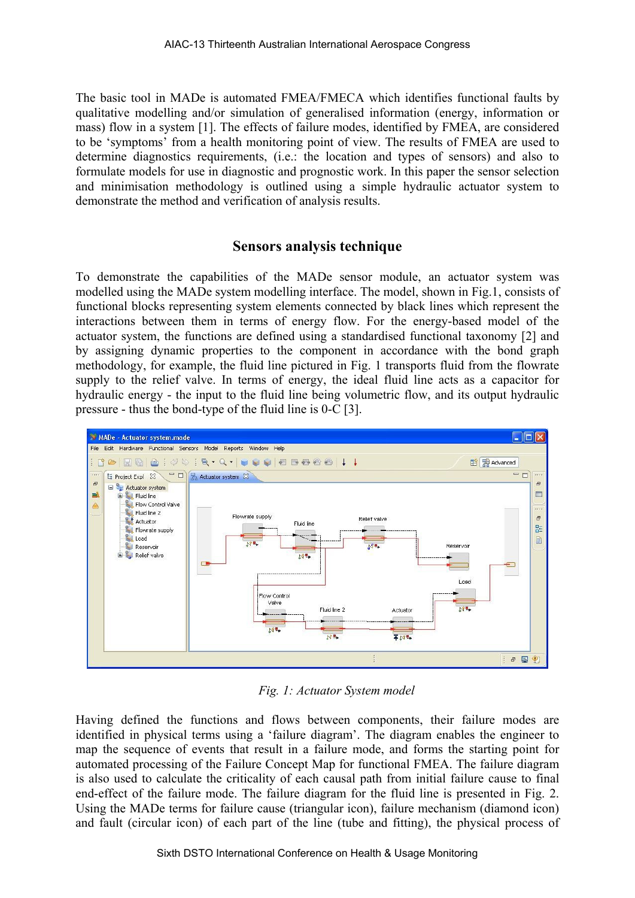The basic tool in MADe is automated FMEA/FMECA which identifies functional faults by qualitative modelling and/or simulation of generalised information (energy, information or mass) flow in a system [1]. The effects of failure modes, identified by FMEA, are considered to be 'symptoms' from a health monitoring point of view. The results of FMEA are used to determine diagnostics requirements, (i.e.: the location and types of sensors) and also to formulate models for use in diagnostic and prognostic work. In this paper the sensor selection and minimisation methodology is outlined using a simple hydraulic actuator system to demonstrate the method and verification of analysis results.

## Sensors analysis technique

To demonstrate the capabilities of the MADe sensor module, an actuator system was modelled using the MADe system modelling interface. The model, shown in Fig.1, consists of functional blocks representing system elements connected by black lines which represent the interactions between them in terms of energy flow. For the energy-based model of the actuator system, the functions are defined using a standardised functional taxonomy [2] and by assigning dynamic properties to the component in accordance with the bond graph methodology, for example, the fluid line pictured in Fig. 1 transports fluid from the flowrate supply to the relief valve. In terms of energy, the ideal fluid line acts as a capacitor for hydraulic energy - the input to the fluid line being volumetric flow, and its output hydraulic pressure - thus the bond-type of the fluid line is 0-C [3].

*Fig. 1: Actuator System model*

Having defined the functions and flows between components, their failure modes are identified in physical terms using a 'failure diagram'. The diagram enables the engineer to map the sequence of events that result in a failure mode, and forms the starting point for automated processing of the Failure Concept Map for functional FMEA. The failure diagram is also used to calculate the criticality of each causal path from initial failure cause to final end-effect of the failure mode. The failure diagram for the fluid line is presented in Fig. 2. Using the MADe terms for failure cause (triangular icon), failure mechanism (diamond icon) and fault (circular icon) of each part of the line (tube and fitting), the physical process of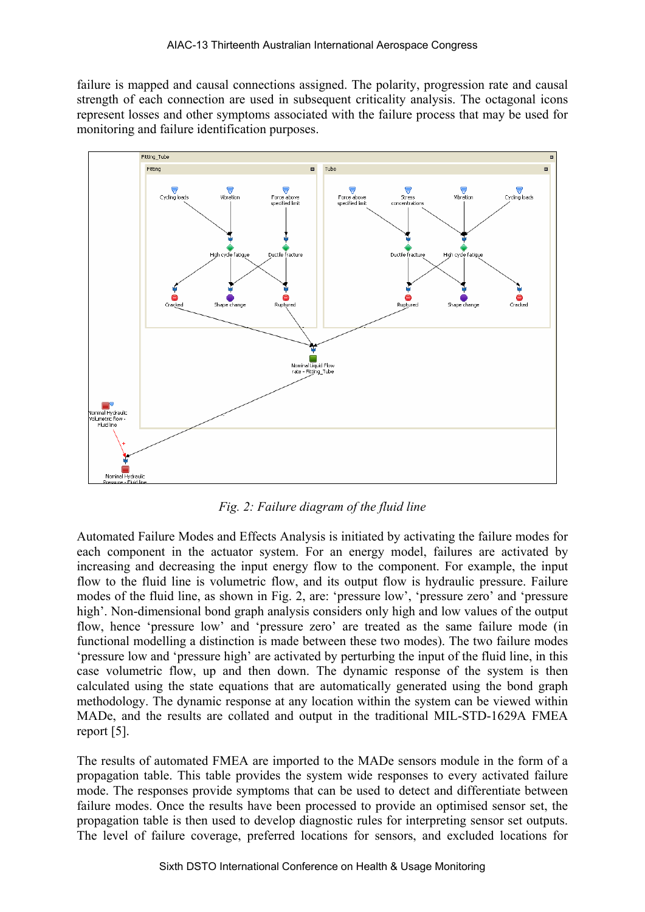failure is mapped and causal connections assigned. The polarity, progression rate and causal strength of each connection are used in subsequent criticality analysis. The octagonal icons represent losses and other symptoms associated with the failure process that may be used for monitoring and failure identification purposes.

*Fig. 2: Failure diagram of the fluid line*

Automated Failure Modes and Effects Analysis is initiated by activating the failure modes for each component in the actuator system. For an energy model, failures are activated by increasing and decreasing the input energy flow to the component. For example, the input flow to the fluid line is volumetric flow, and its output flow is hydraulic pressure. Failure modes of the fluid line, as shown in Fig. 2, are: 'pressure low', 'pressure zero' and 'pressure high'. Non-dimensional bond graph analysis considers only high and low values of the output flow, hence 'pressure low' and 'pressure zero' are treated as the same failure mode (in functional modelling a distinction is made between these two modes). The two failure modes 'pressure low and 'pressure high' are activated by perturbing the input of the fluid line, in this case volumetric flow, up and then down. The dynamic response of the system is then calculated using the state equations that are automatically generated using the bond graph methodology. The dynamic response at any location within the system can be viewed within MADe, and the results are collated and output in the traditional MIL-STD-1629A FMEA report [5].

The results of automated FMEA are imported to the MADe sensors module in the form of a propagation table. This table provides the system wide responses to every activated failure mode. The responses provide symptoms that can be used to detect and differentiate between failure modes. Once the results have been processed to provide an optimised sensor set, the propagation table is then used to develop diagnostic rules for interpreting sensor set outputs. The level of failure coverage, preferred locations for sensors, and excluded locations for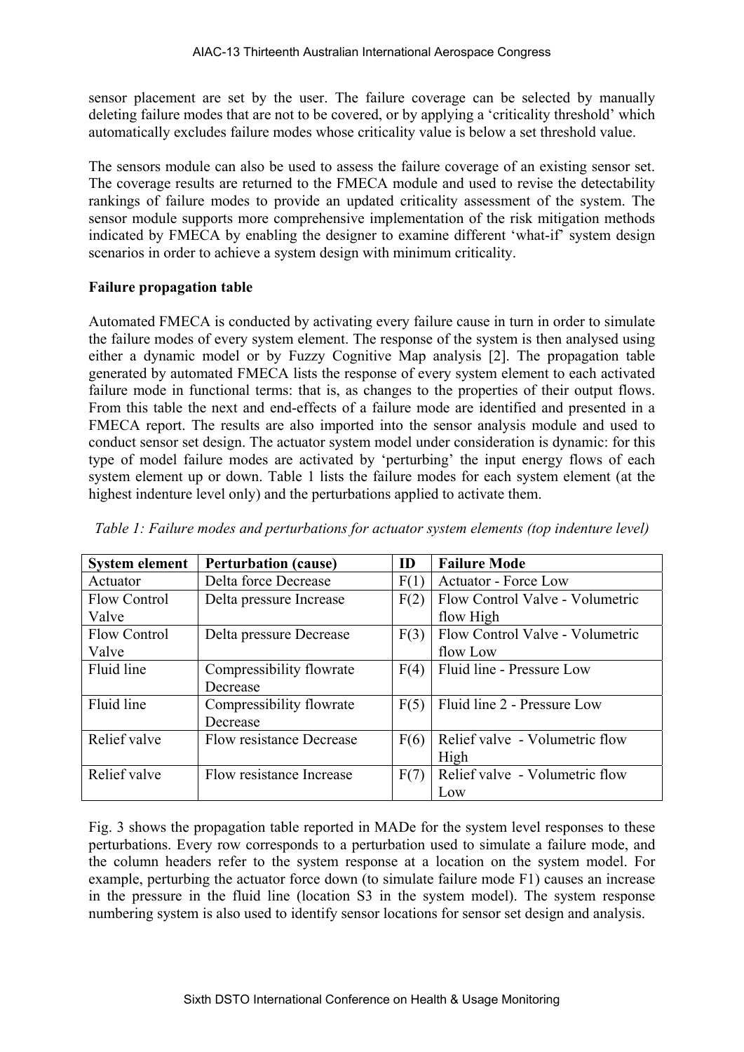sensor placement are set by the user. The failure coverage can be selected by manually deleting failure modes that are not to be covered, or by applying a 'criticality threshold' which automatically excludes failure modes whose criticality value is below a set threshold value.

The sensors module can also be used to assess the failure coverage of an existing sensor set. The coverage results are returned to the FMECA module and used to revise the detectability rankings of failure modes to provide an updated criticality assessment of the system. The sensor module supports more comprehensive implementation of the risk mitigation methods indicated by FMECA by enabling the designer to examine different 'what-if' system design scenarios in order to achieve a system design with minimum criticality.

**Failure propagation table**

Automated FMECA is conducted by activating every failure cause in turn in order to simulate the failure modes of every system element. The response of the system is then analysed using either a dynamic model or by Fuzzy Cognitive Map analysis [2]. The propagation table generated by automated FMECA lists the response of every system element to each activated failure mode in functional terms: that is, as changes to the properties of their output flows. From this table the next and end-effects of a failure mode are identified and presented in a FMECA report. The results are also imported into the sensor analysis module and used to conduct sensor set design. The actuator system model under consideration is dynamic: for this type of model failure modes are activated by 'perturbing' the input energy flows of each system element up or down. Table 1 lists the failure modes for each system element (at the highest indenture level only) and the perturbations applied to activate them.

*Table 1: Failure modes and perturbations for actuator system elements (top indenture level)*

| System element | Perturbation (cause) | ID | Failure Mode |
|---|---|---|---|
| Actuator | Delta force Decrease | F(1) | Actuator - Force Low |
| Flow Control Valve | Delta pressure Increase | F(2) | Flow Control Valve - Volumetric flow High |
| Flow Control Valve | Delta pressure Decrease | F(3) | Flow Control Valve - Volumetric flow Low |
| Fluid line | Compressibility flowrate Decrease | F(4) | Fluid line - Pressure Low |
| Fluid line | Compressibility flowrate Decrease | F(5) | Fluid line 2 - Pressure Low |
| Relief valve | Flow resistance Decrease | F(6) | Relief valve - Volumetric flow High |
| Relief valve | Flow resistance Increase | F(7) | Relief valve - Volumetric flow Low |

Fig. 3 shows the propagation table reported in MADe for the system level responses to these perturbations. Every row corresponds to a perturbation used to simulate a failure mode, and the column headers refer to the system response at a location on the system model. For example, perturbing the actuator force down (to simulate failure mode F1) causes an increase in the pressure in the fluid line (location S3 in the system model). The system response numbering system is also used to identify sensor locations for sensor set design and analysis.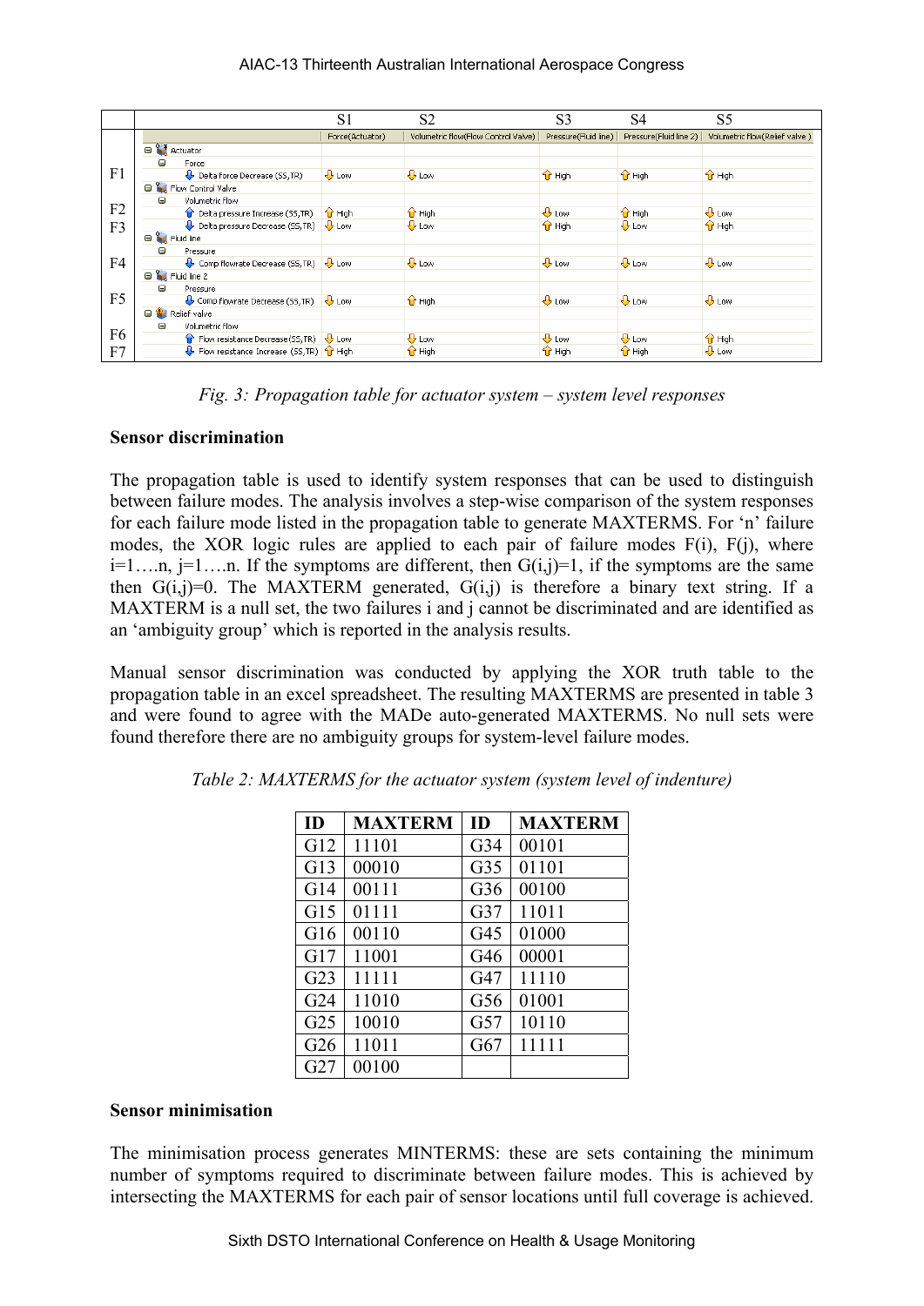|  |  | S1 | S2 | S3 | S4 | S5 |
|---|---|---|---|---|---|---|
|  |  | Force(Actuator) | Volumetric flow(Flow Control Valve) | Pressure(Fluid line) | Pressure(Fluid line 2) | Volumetric flow(Relief valve) |
|  | Actuator |  |  |  |  |  |
|  | Force |  |  |  |  |  |
| F1 | Delta Force Decrease (SS,TR) | Low | Low | High | High | High |
|  | Flow Control Valve |  |  |  |  |  |
|  | Volumetric flow |  |  |  |  |  |
| F2 | Delta pressure Increase (SS,TR) | High | High | Low | High | Low |
| F3 | Delta pressure Decrease (SS,TR) | Low | Low | High | Low | High |
|  | Fluid line |  |  |  |  |  |
|  | Pressure |  |  |  |  |  |
| F4 | Comp flowrate Decrease (SS,TR) | Low | Low | Low | Low | Low |
|  | Fluid line 2 |  |  |  |  |  |
|  | Pressure |  |  |  |  |  |
| F5 | Comp flowrate Decrease (SS,TR) | Low | High | Low | Low | Low |
|  | Relief valve |  |  |  |  |  |
|  | Volumetric flow |  |  |  |  |  |
| F6 | Flow resistance Decrease(SS,TR) | Low | Low | Low | Low | High |
| F7 | Flow resistance Increase (SS,TR) | High | High | High | High | Low |

*Fig. 3: Propagation table for actuator system – system level responses*

**Sensor discrimination**

The propagation table is used to identify system responses that can be used to distinguish between failure modes. The analysis involves a step-wise comparison of the system responses for each failure mode listed in the propagation table to generate MAXTERMS. For 'n' failure modes, the XOR logic rules are applied to each pair of failure modes F(i), F(j), where i=1….n, j=1….n. If the symptoms are different, then G(i,j)=1, if the symptoms are the same then G(i,j)=0. The MAXTERM generated, G(i,j) is therefore a binary text string. If a MAXTERM is a null set, the two failures i and j cannot be discriminated and are identified as an 'ambiguity group' which is reported in the analysis results.

Manual sensor discrimination was conducted by applying the XOR truth table to the propagation table in an excel spreadsheet. The resulting MAXTERMS are presented in table 3 and were found to agree with the MADe auto-generated MAXTERMS. No null sets were found therefore there are no ambiguity groups for system-level failure modes.

*Table 2: MAXTERMS for the actuator system (system level of indenture)*

| ID | MAXTERM | ID | MAXTERM |
|---|---|---|---|
| G12 | 11101 | G34 | 00101 |
| G13 | 00010 | G35 | 01101 |
| G14 | 00111 | G36 | 00100 |
| G15 | 01111 | G37 | 11011 |
| G16 | 00110 | G45 | 01000 |
| G17 | 11001 | G46 | 00001 |
| G23 | 11111 | G47 | 11110 |
| G24 | 11010 | G56 | 01001 |
| G25 | 10010 | G57 | 10110 |
| G26 | 11011 | G67 | 11111 |
| G27 | 00100 |  |  |

**Sensor minimisation**

The minimisation process generates MINTERMS: these are sets containing the minimum number of symptoms required to discriminate between failure modes. This is achieved by intersecting the MAXTERMS for each pair of sensor locations until full coverage is achieved.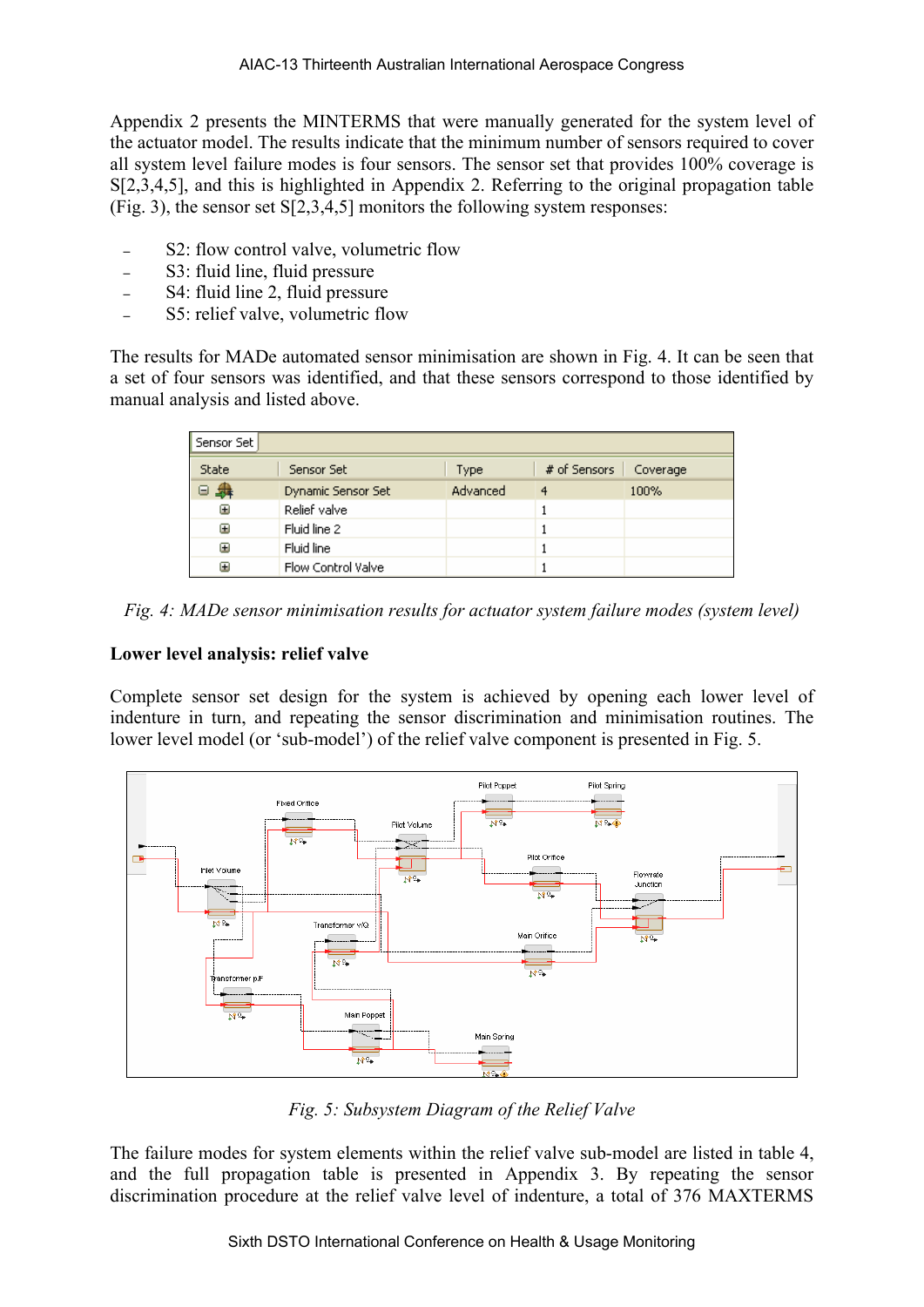Appendix 2 presents the MINTERMS that were manually generated for the system level of the actuator model. The results indicate that the minimum number of sensors required to cover all system level failure modes is four sensors. The sensor set that provides 100% coverage is S[2,3,4,5], and this is highlighted in Appendix 2. Referring to the original propagation table (Fig. 3), the sensor set S[2,3,4,5] monitors the following system responses:

- S2: flow control valve, volumetric flow
- S3: fluid line, fluid pressure
- S4: fluid line 2, fluid pressure
- S5: relief valve, volumetric flow

The results for MADe automated sensor minimisation are shown in Fig. 4. It can be seen that a set of four sensors was identified, and that these sensors correspond to those identified by manual analysis and listed above.

| State | Sensor Set | Type | # of Sensors | Coverage |
|---|---|---|---|---|
| ⊟ | Dynamic Sensor Set | Advanced | 4 | 100% |
| ⊞ | Relief valve | | 1 | |
| ⊞ | Fluid line 2 | | 1 | |
| ⊞ | Fluid line | | 1 | |
| ⊞ | Flow Control Valve | | 1 | |

*Fig. 4: MADe sensor minimisation results for actuator system failure modes (system level)*

**Lower level analysis: relief valve**

Complete sensor set design for the system is achieved by opening each lower level of indenture in turn, and repeating the sensor discrimination and minimisation routines. The lower level model (or 'sub-model') of the relief valve component is presented in Fig. 5.

*Fig. 5: Subsystem Diagram of the Relief Valve*

The failure modes for system elements within the relief valve sub-model are listed in table 4, and the full propagation table is presented in Appendix 3. By repeating the sensor discrimination procedure at the relief valve level of indenture, a total of 376 MAXTERMS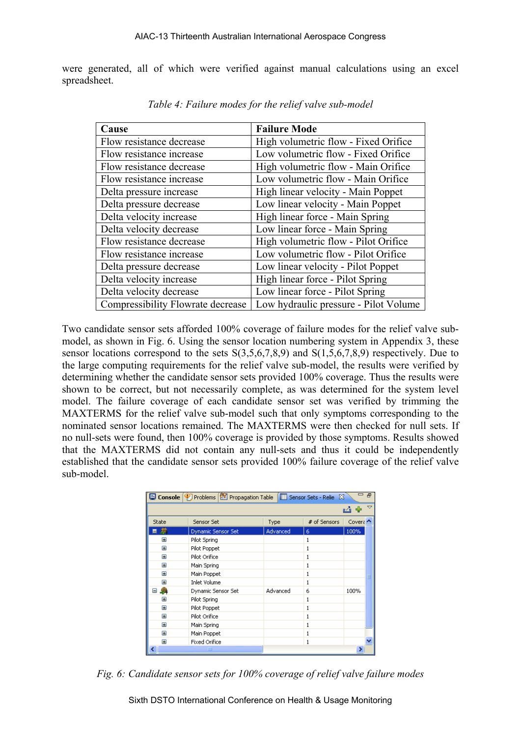were generated, all of which were verified against manual calculations using an excel spreadsheet.

*Table 4: Failure modes for the relief valve sub-model*

| Cause | Failure Mode |
|---|---|
| Flow resistance decrease | High volumetric flow - Fixed Orifice |
| Flow resistance increase | Low volumetric flow - Fixed Orifice |
| Flow resistance decrease | High volumetric flow - Main Orifice |
| Flow resistance increase | Low volumetric flow - Main Orifice |
| Delta pressure increase | High linear velocity - Main Poppet |
| Delta pressure decrease | Low linear velocity - Main Poppet |
| Delta velocity increase | High linear force - Main Spring |
| Delta velocity decrease | Low linear force - Main Spring |
| Flow resistance decrease | High volumetric flow - Pilot Orifice |
| Flow resistance increase | Low volumetric flow - Pilot Orifice |
| Delta pressure decrease | Low linear velocity - Pilot Poppet |
| Delta velocity increase | High linear force - Pilot Spring |
| Delta velocity decrease | Low linear force - Pilot Spring |
| Compressibility Flowrate decrease | Low hydraulic pressure - Pilot Volume |

Two candidate sensor sets afforded 100% coverage of failure modes for the relief valve sub-model, as shown in Fig. 6. Using the sensor location numbering system in Appendix 3, these sensor locations correspond to the sets S(3,5,6,7,8,9) and S(1,5,6,7,8,9) respectively. Due to the large computing requirements for the relief valve sub-model, the results were verified by determining whether the candidate sensor sets provided 100% coverage. Thus the results were shown to be correct, but not necessarily complete, as was determined for the system level model. The failure coverage of each candidate sensor set was verified by trimming the MAXTERMS for the relief valve sub-model such that only symptoms corresponding to the nominated sensor locations remained. The MAXTERMS were then checked for null sets. If no null-sets were found, then 100% coverage is provided by those symptoms. Results showed that the MAXTERMS did not contain any null-sets and thus it could be independently established that the candidate sensor sets provided 100% failure coverage of the relief valve sub-model.

| State | Sensor Set | Type | # of Sensors | Covera |
|---|---|---|---|---|
| ⊟ | Dynamic Sensor Set | Advanced | 6 | 100% |
| ⊞ | Pilot Spring | | 1 | |
| ⊞ | Pilot Poppet | | 1 | |
| ⊞ | Pilot Orifice | | 1 | |
| ⊞ | Main Spring | | 1 | |
| ⊞ | Main Poppet | | 1 | |
| ⊞ | Inlet Volume | | 1 | |
| ⊟ | Dynamic Sensor Set | Advanced | 6 | 100% |
| ⊞ | Pilot Spring | | 1 | |
| ⊞ | Pilot Poppet | | 1 | |
| ⊞ | Pilot Orifice | | 1 | |
| ⊞ | Main Spring | | 1 | |
| ⊞ | Main Poppet | | 1 | |
| ⊞ | Fixed Orifice | | 1 | |

*Fig. 6: Candidate sensor sets for 100% coverage of relief valve failure modes*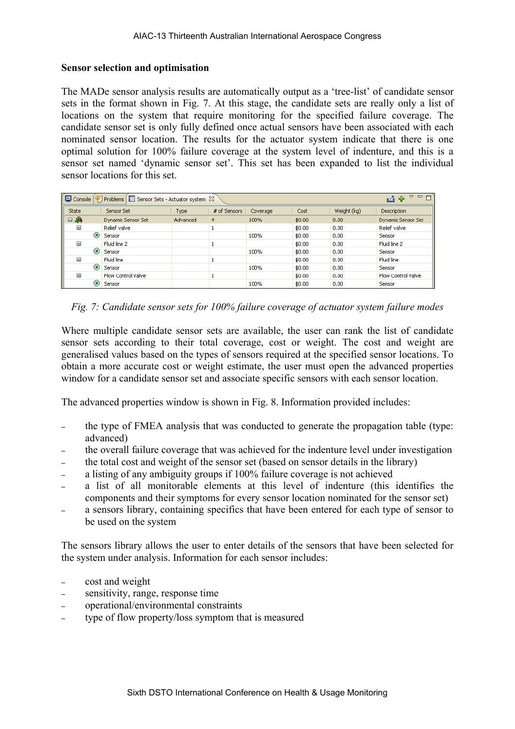**Sensor selection and optimisation**

The MADe sensor analysis results are automatically output as a 'tree-list' of candidate sensor sets in the format shown in Fig. 7. At this stage, the candidate sets are really only a list of locations on the system that require monitoring for the specified failure coverage. The candidate sensor set is only fully defined once actual sensors have been associated with each nominated sensor location. The results for the actuator system indicate that there is one optimal solution for 100% failure coverage at the system level of indenture, and this is a sensor set named 'dynamic sensor set'. This set has been expanded to list the individual sensor locations for this set.

| State | Sensor Set | Type | # of Sensors | Coverage | Cost | Weight (kg) | Description |
|---|---|---|---|---|---|---|---|
| | Dynamic Sensor Set | Advanced | 4 | 100% | $0.00 | 0.00 | Dynamic Sensor Set |
| | Relief valve | | 1 | | $0.00 | 0.00 | Relief valve |
| | Sensor | | | 100% | $0.00 | 0.00 | Sensor |
| | Fluid line 2 | | 1 | | $0.00 | 0.00 | Fluid line 2 |
| | Sensor | | | 100% | $0.00 | 0.00 | Sensor |
| | Fluid line | | 1 | | $0.00 | 0.00 | Fluid line |
| | Sensor | | | 100% | $0.00 | 0.00 | Sensor |
| | Flow Control Valve | | 1 | | $0.00 | 0.00 | Flow Control Valve |
| | Sensor | | | 100% | $0.00 | 0.00 | Sensor |

*Fig. 7: Candidate sensor sets for 100% failure coverage of actuator system failure modes*

Where multiple candidate sensor sets are available, the user can rank the list of candidate sensor sets according to their total coverage, cost or weight. The cost and weight are generalised values based on the types of sensors required at the specified sensor locations. To obtain a more accurate cost or weight estimate, the user must open the advanced properties window for a candidate sensor set and associate specific sensors with each sensor location.

The advanced properties window is shown in Fig. 8. Information provided includes:

- the type of FMEA analysis that was conducted to generate the propagation table (type: advanced)
- the overall failure coverage that was achieved for the indenture level under investigation
- the total cost and weight of the sensor set (based on sensor details in the library)
- a listing of any ambiguity groups if 100% failure coverage is not achieved
- a list of all monitorable elements at this level of indenture (this identifies the components and their symptoms for every sensor location nominated for the sensor set)
- a sensors library, containing specifics that have been entered for each type of sensor to be used on the system

The sensors library allows the user to enter details of the sensors that have been selected for the system under analysis. Information for each sensor includes:

- cost and weight
- sensitivity, range, response time
- operational/environmental constraints
- type of flow property/loss symptom that is measured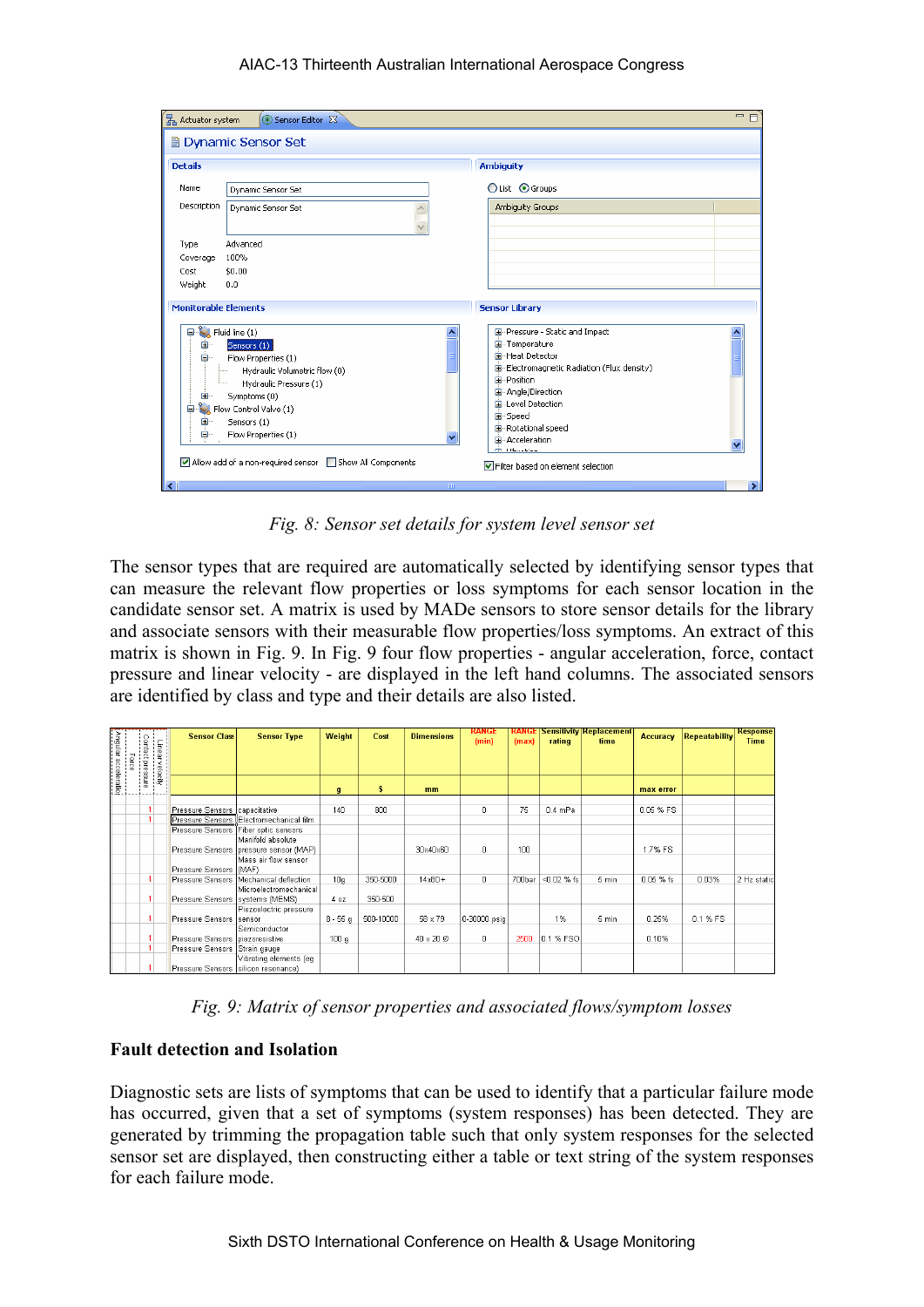*Fig. 8: Sensor set details for system level sensor set*

The sensor types that are required are automatically selected by identifying sensor types that can measure the relevant flow properties or loss symptoms for each sensor location in the candidate sensor set. A matrix is used by MADe sensors to store sensor details for the library and associate sensors with their measurable flow properties/loss symptoms. An extract of this matrix is shown in Fig. 9. In Fig. 9 four flow properties - angular acceleration, force, contact pressure and linear velocity - are displayed in the left hand columns. The associated sensors are identified by class and type and their details are also listed.

| Angular acceleration | Force | Contact pressure | Linear velocity | Sensor Class | Sensor Type | Weight | Cost | Dimensions | RANGE (min) | RANGE (max) | Sensitivity rating | Replacement time | Accuracy | Repeatability | Response Time |
|---|---|---|---|---|---|---|---|---|---|---|---|---|---|---|---|
| | | | | | | g | $ | mm | | | | | max error | | |
| | | 1 | | Pressure Sensors | capacitative | 140 | 800 | | 0 | 75 | 0.4 mPa | | 0.05 % FS | | |
| | | 1 | | Pressure Sensors | Electromechanical film | | | | | | | | | | |
| | | | | Pressure Sensors | Fiber optic sensors | | | | | | | | | | |
| | | | | Pressure Sensors | Manifold absolute pressure sensor (MAP) | | | 30x40x60 | 0 | 100 | | | 1.7% FS | | |
| | | | | Pressure Sensors | Mass air flow sensor (MAF) | | | | | | | | | | |
| | | 1 | | Pressure Sensors | Mechanical deflection | 10g | 350-5000 | 14x80+ | 0 | 700bar | <0.02 % fs | 5 min | 0.05 % fs | 0.03% | 2 Hz static |
| | | 1 | | Pressure Sensors | Microelectromechanical systems (MEMS) | 4 oz | 350-500 | | | | | | | | |
| | | 1 | | Pressure Sensors | Piezoelectric pressure sensor | 8 - 55 g | 500-10000 | 58 x 79 | 0-30000 psig | | 1% | 5 min | 0.25% | 0.1 % FS | |
| | | 1 | | Pressure Sensors | Semiconductor piezoresistive | 100 g | | 40 x 20 Ø | 0 | 2500 | 0.1 % FSO | | 0.10% | | |
| | | 1 | | Pressure Sensors | Strain gauge | | | | | | | | | | |
| | | 1 | | Pressure Sensors | Vibrating elements (eg silicon resonance) | | | | | | | | | | |

*Fig. 9: Matrix of sensor properties and associated flows/symptom losses*

**Fault detection and Isolation**

Diagnostic sets are lists of symptoms that can be used to identify that a particular failure mode has occurred, given that a set of symptoms (system responses) has been detected. They are generated by trimming the propagation table such that only system responses for the selected sensor set are displayed, then constructing either a table or text string of the system responses for each failure mode.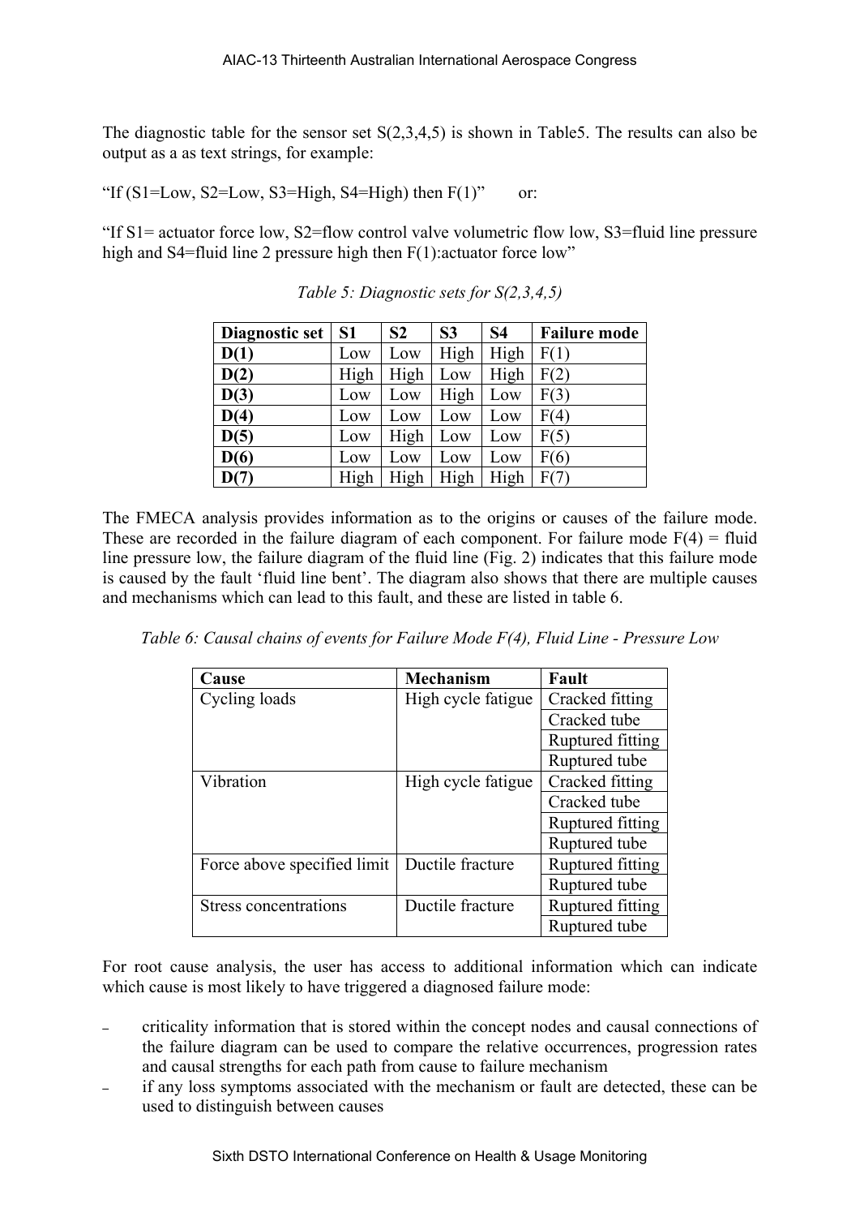The diagnostic table for the sensor set S(2,3,4,5) is shown in Table5. The results can also be output as a as text strings, for example:

“If (S1=Low, S2=Low, S3=High, S4=High) then F(1)”     or:

“If S1= actuator force low, S2=flow control valve volumetric flow low, S3=fluid line pressure high and S4=fluid line 2 pressure high then F(1):actuator force low”

*Table 5: Diagnostic sets for S(2,3,4,5)*

| Diagnostic set | S1 | S2 | S3 | S4 | Failure mode |
|---|---|---|---|---|---|
| **D(1)** | Low | Low | High | High | F(1) |
| **D(2)** | High | High | Low | High | F(2) |
| **D(3)** | Low | Low | High | Low | F(3) |
| **D(4)** | Low | Low | Low | Low | F(4) |
| **D(5)** | Low | High | Low | Low | F(5) |
| **D(6)** | Low | Low | Low | Low | F(6) |
| **D(7)** | High | High | High | High | F(7) |

The FMECA analysis provides information as to the origins or causes of the failure mode. These are recorded in the failure diagram of each component. For failure mode F(4) = fluid line pressure low, the failure diagram of the fluid line (Fig. 2) indicates that this failure mode is caused by the fault ‘fluid line bent’. The diagram also shows that there are multiple causes and mechanisms which can lead to this fault, and these are listed in table 6.

*Table 6: Causal chains of events for Failure Mode F(4), Fluid Line - Pressure Low*

| Cause | Mechanism | Fault |
|---|---|---|
| Cycling loads | High cycle fatigue | Cracked fitting |
| | | Cracked tube |
| | | Ruptured fitting |
| | | Ruptured tube |
| Vibration | High cycle fatigue | Cracked fitting |
| | | Cracked tube |
| | | Ruptured fitting |
| | | Ruptured tube |
| Force above specified limit | Ductile fracture | Ruptured fitting |
| | | Ruptured tube |
| Stress concentrations | Ductile fracture | Ruptured fitting |
| | | Ruptured tube |

For root cause analysis, the user has access to additional information which can indicate which cause is most likely to have triggered a diagnosed failure mode:

- criticality information that is stored within the concept nodes and causal connections of the failure diagram can be used to compare the relative occurrences, progression rates and causal strengths for each path from cause to failure mechanism
- if any loss symptoms associated with the mechanism or fault are detected, these can be used to distinguish between causes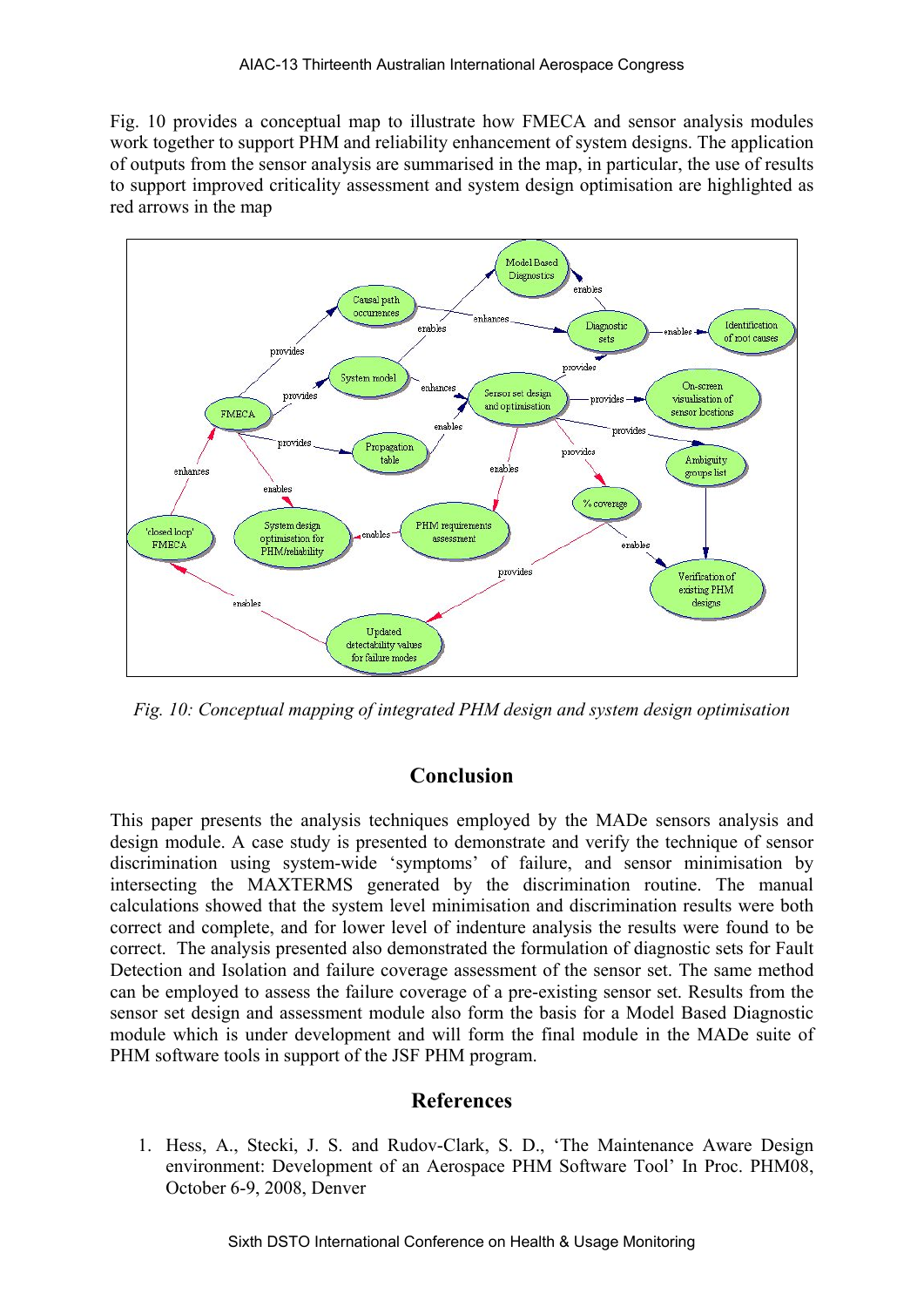Fig. 10 provides a conceptual map to illustrate how FMECA and sensor analysis modules work together to support PHM and reliability enhancement of system designs. The application of outputs from the sensor analysis are summarised in the map, in particular, the use of results to support improved criticality assessment and system design optimisation are highlighted as red arrows in the map

*Fig. 10: Conceptual mapping of integrated PHM design and system design optimisation*

## Conclusion

This paper presents the analysis techniques employed by the MADe sensors analysis and design module. A case study is presented to demonstrate and verify the technique of sensor discrimination using system-wide 'symptoms' of failure, and sensor minimisation by intersecting the MAXTERMS generated by the discrimination routine. The manual calculations showed that the system level minimisation and discrimination results were both correct and complete, and for lower level of indenture analysis the results were found to be correct. The analysis presented also demonstrated the formulation of diagnostic sets for Fault Detection and Isolation and failure coverage assessment of the sensor set. The same method can be employed to assess the failure coverage of a pre-existing sensor set. Results from the sensor set design and assessment module also form the basis for a Model Based Diagnostic module which is under development and will form the final module in the MADe suite of PHM software tools in support of the JSF PHM program.

## References

1. Hess, A., Stecki, J. S. and Rudov-Clark, S. D., 'The Maintenance Aware Design environment: Development of an Aerospace PHM Software Tool' In Proc. PHM08, October 6-9, 2008, Denver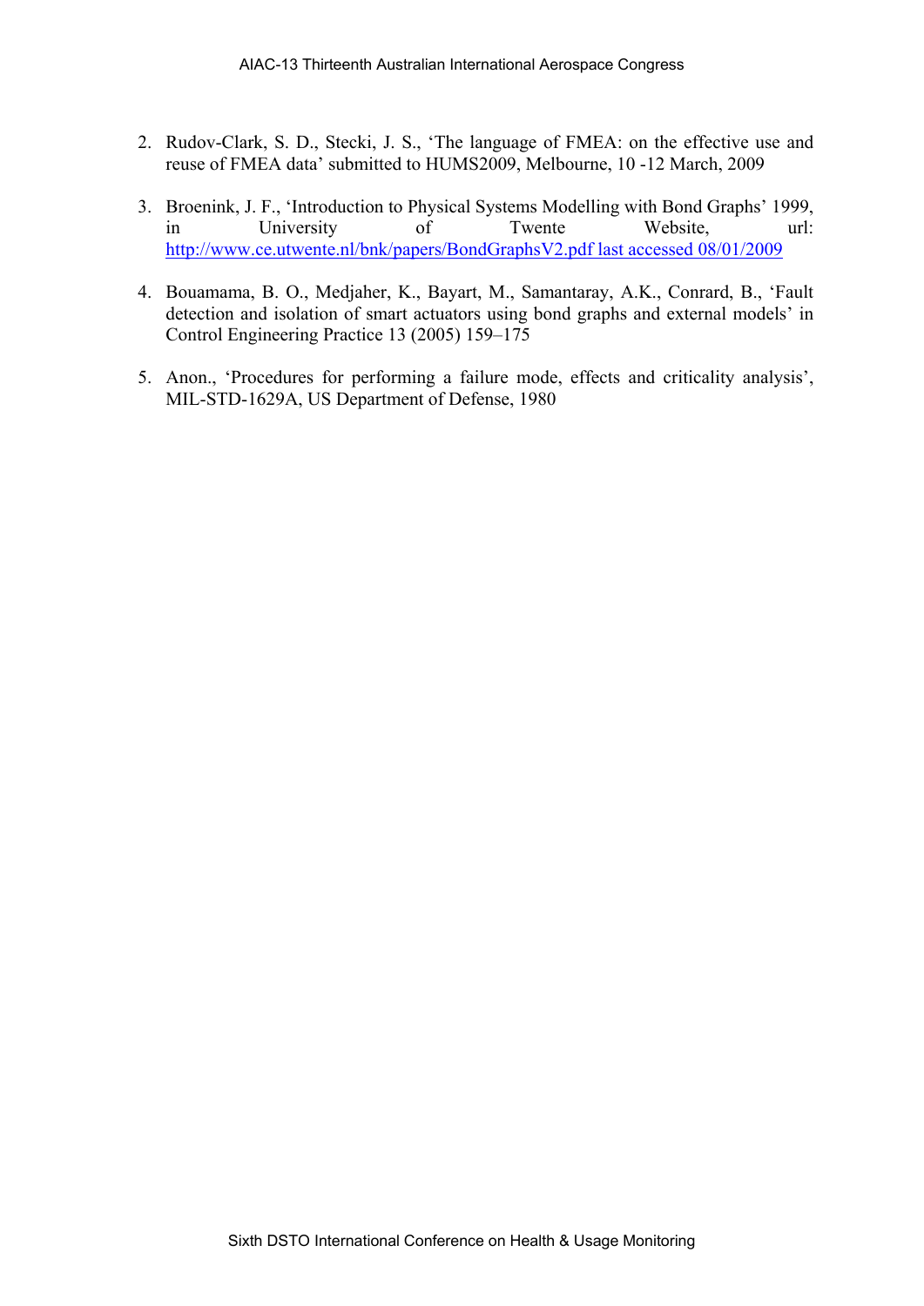2. Rudov-Clark, S. D., Stecki, J. S., 'The language of FMEA: on the effective use and reuse of FMEA data' submitted to HUMS2009, Melbourne, 10 -12 March, 2009

3. Broenink, J. F., 'Introduction to Physical Systems Modelling with Bond Graphs' 1999, in University of Twente Website, url: http://www.ce.utwente.nl/bnk/papers/BondGraphsV2.pdf last accessed 08/01/2009

4. Bouamama, B. O., Medjaher, K., Bayart, M., Samantaray, A.K., Conrard, B., 'Fault detection and isolation of smart actuators using bond graphs and external models' in Control Engineering Practice 13 (2005) 159–175

5. Anon., 'Procedures for performing a failure mode, effects and criticality analysis', MIL-STD-1629A, US Department of Defense, 1980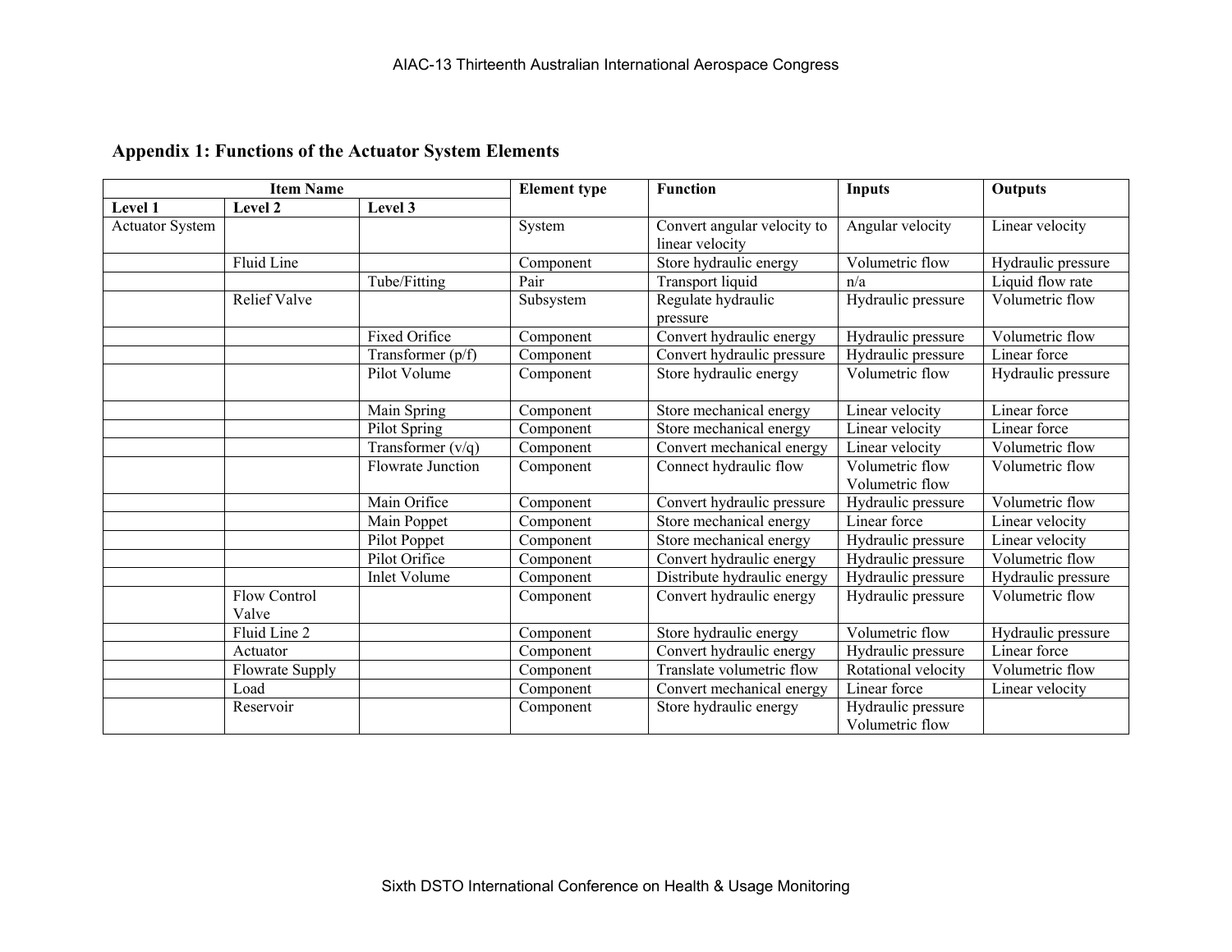## Appendix 1: Functions of the Actuator System Elements

| Item Name | | | Element type | Function | Inputs | Outputs |
|---|---|---|---|---|---|---|
| Level 1 | Level 2 | Level 3 | | | | |
| Actuator System | | | System | Convert angular velocity to linear velocity | Angular velocity | Linear velocity |
| | Fluid Line | | Component | Store hydraulic energy | Volumetric flow | Hydraulic pressure |
| | | Tube/Fitting | Pair | Transport liquid | n/a | Liquid flow rate |
| | Relief Valve | | Subsystem | Regulate hydraulic pressure | Hydraulic pressure | Volumetric flow |
| | | Fixed Orifice | Component | Convert hydraulic energy | Hydraulic pressure | Volumetric flow |
| | | Transformer (p/f) | Component | Convert hydraulic pressure | Hydraulic pressure | Linear force |
| | | Pilot Volume | Component | Store hydraulic energy | Volumetric flow | Hydraulic pressure |
| | | Main Spring | Component | Store mechanical energy | Linear velocity | Linear force |
| | | Pilot Spring | Component | Store mechanical energy | Linear velocity | Linear force |
| | | Transformer (v/q) | Component | Convert mechanical energy | Linear velocity | Volumetric flow |
| | | Flowrate Junction | Component | Connect hydraulic flow | Volumetric flow Volumetric flow | Volumetric flow |
| | | Main Orifice | Component | Convert hydraulic pressure | Hydraulic pressure | Volumetric flow |
| | | Main Poppet | Component | Store mechanical energy | Linear force | Linear velocity |
| | | Pilot Poppet | Component | Store mechanical energy | Hydraulic pressure | Linear velocity |
| | | Pilot Orifice | Component | Convert hydraulic energy | Hydraulic pressure | Volumetric flow |
| | | Inlet Volume | Component | Distribute hydraulic energy | Hydraulic pressure | Hydraulic pressure |
| | Flow Control Valve | | Component | Convert hydraulic energy | Hydraulic pressure | Volumetric flow |
| | Fluid Line 2 | | Component | Store hydraulic energy | Volumetric flow | Hydraulic pressure |
| | Actuator | | Component | Convert hydraulic energy | Hydraulic pressure | Linear force |
| | Flowrate Supply | | Component | Translate volumetric flow | Rotational velocity | Volumetric flow |
| | Load | | Component | Convert mechanical energy | Linear force | Linear velocity |
| | Reservoir | | Component | Store hydraulic energy | Hydraulic pressure Volumetric flow | |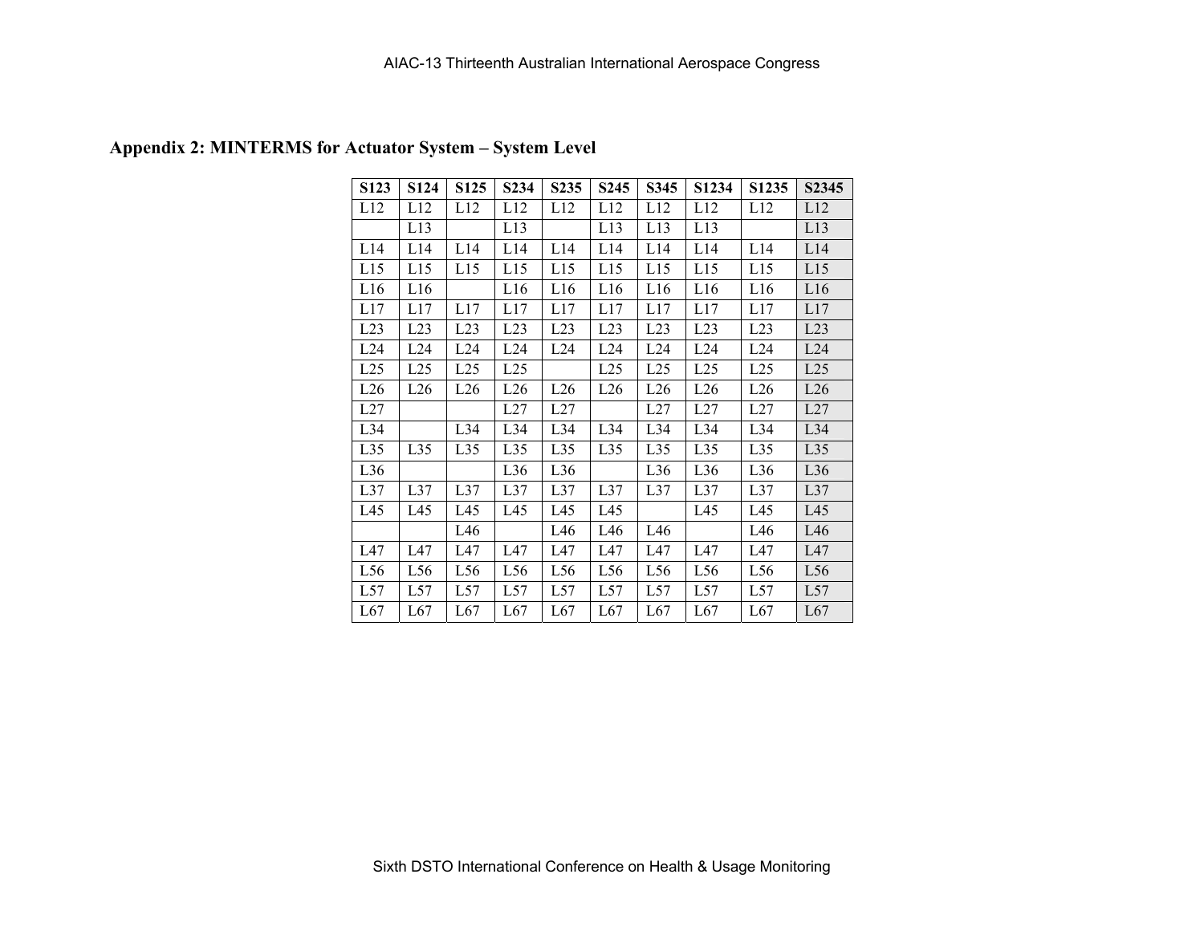## Appendix 2: MINTERMS for Actuator System – System Level

| S123 | S124 | S125 | S234 | S235 | S245 | S345 | S1234 | S1235 | S2345 |
|---|---|---|---|---|---|---|---|---|---|
| L12 | L12 | L12 | L12 | L12 | L12 | L12 | L12 | L12 | L12 |
| | L13 | | L13 | | L13 | L13 | L13 | | L13 |
| L14 | L14 | L14 | L14 | L14 | L14 | L14 | L14 | L14 | L14 |
| L15 | L15 | L15 | L15 | L15 | L15 | L15 | L15 | L15 | L15 |
| L16 | L16 | | L16 | L16 | L16 | L16 | L16 | L16 | L16 |
| L17 | L17 | L17 | L17 | L17 | L17 | L17 | L17 | L17 | L17 |
| L23 | L23 | L23 | L23 | L23 | L23 | L23 | L23 | L23 | L23 |
| L24 | L24 | L24 | L24 | L24 | L24 | L24 | L24 | L24 | L24 |
| L25 | L25 | L25 | L25 | | L25 | L25 | L25 | L25 | L25 |
| L26 | L26 | L26 | L26 | L26 | L26 | L26 | L26 | L26 | L26 |
| L27 | | | L27 | L27 | | L27 | L27 | L27 | L27 |
| L34 | | L34 | L34 | L34 | L34 | L34 | L34 | L34 | L34 |
| L35 | L35 | L35 | L35 | L35 | L35 | L35 | L35 | L35 | L35 |
| L36 | | | L36 | L36 | | L36 | L36 | L36 | L36 |
| L37 | L37 | L37 | L37 | L37 | L37 | L37 | L37 | L37 | L37 |
| L45 | L45 | L45 | L45 | L45 | L45 | | L45 | L45 | L45 |
| | | L46 | | L46 | L46 | L46 | | L46 | L46 |
| L47 | L47 | L47 | L47 | L47 | L47 | L47 | L47 | L47 | L47 |
| L56 | L56 | L56 | L56 | L56 | L56 | L56 | L56 | L56 | L56 |
| L57 | L57 | L57 | L57 | L57 | L57 | L57 | L57 | L57 | L57 |
| L67 | L67 | L67 | L67 | L67 | L67 | L67 | L67 | L67 | L67 |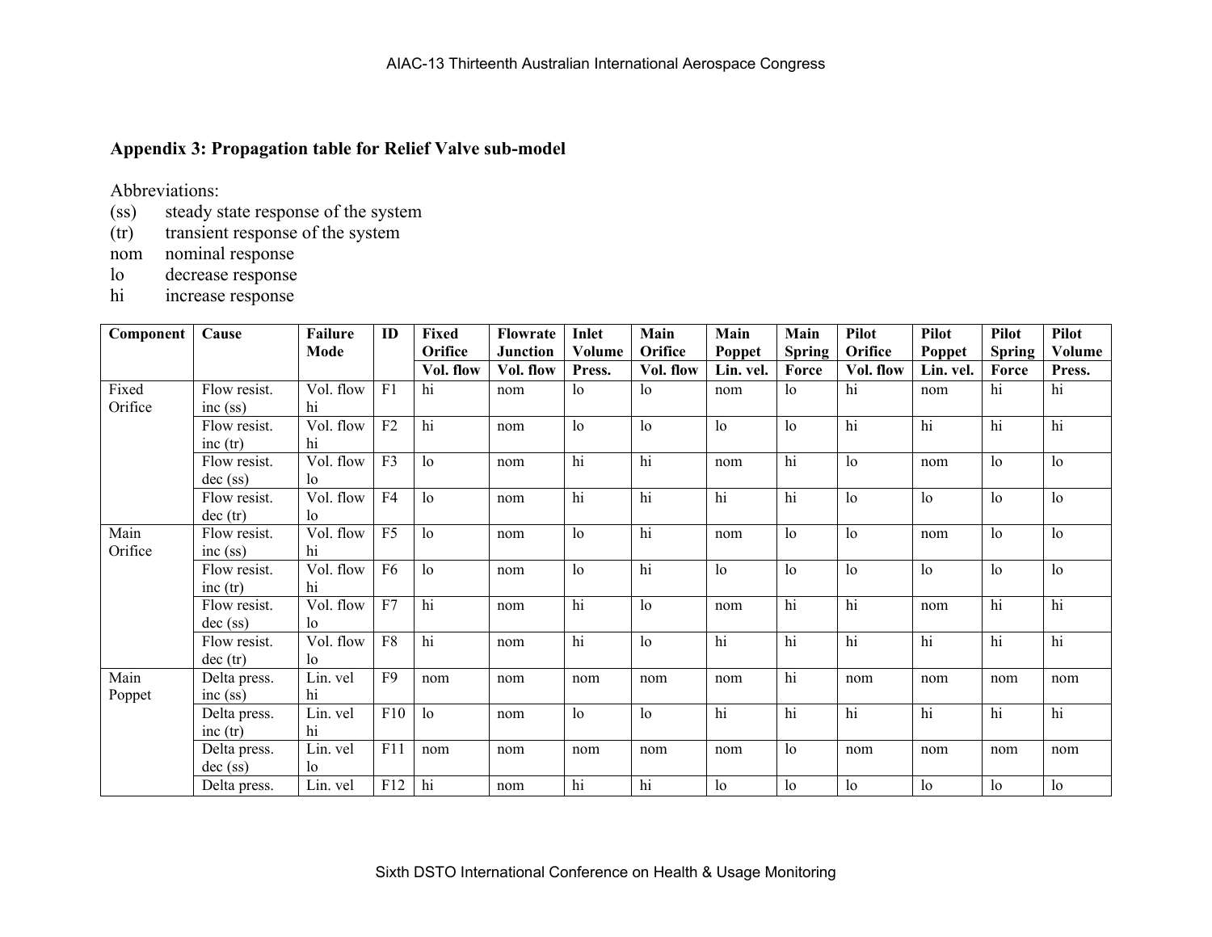## Appendix 3: Propagation table for Relief Valve sub-model

Abbreviations:

(ss) steady state response of the system
(tr) transient response of the system
nom nominal response
lo decrease response
hi increase response

| Component | Cause | Failure Mode | ID | Fixed Orifice | Flowrate Junction | Inlet Volume | Main Orifice | Main Poppet | Main Spring | Pilot Orifice | Pilot Poppet | Pilot Spring | Pilot Volume |
|---|---|---|---|---|---|---|---|---|---|---|---|---|---|
| | | | | Vol. flow | Vol. flow | Press. | Vol. flow | Lin. vel. | Force | Vol. flow | Lin. vel. | Force | Press. |
| Fixed Orifice | Flow resist. inc (ss) | Vol. flow hi | F1 | hi | nom | lo | lo | nom | lo | hi | nom | hi | hi |
| | Flow resist. inc (tr) | Vol. flow hi | F2 | hi | nom | lo | lo | lo | lo | hi | hi | hi | hi |
| | Flow resist. dec (ss) | Vol. flow lo | F3 | lo | nom | hi | hi | nom | hi | lo | nom | lo | lo |
| | Flow resist. dec (tr) | Vol. flow lo | F4 | lo | nom | hi | hi | hi | hi | lo | lo | lo | lo |
| Main Orifice | Flow resist. inc (ss) | Vol. flow hi | F5 | lo | nom | lo | hi | nom | lo | lo | nom | lo | lo |
| | Flow resist. inc (tr) | Vol. flow hi | F6 | lo | nom | lo | hi | lo | lo | lo | lo | lo | lo |
| | Flow resist. dec (ss) | Vol. flow lo | F7 | hi | nom | hi | lo | nom | hi | hi | nom | hi | hi |
| | Flow resist. dec (tr) | Vol. flow lo | F8 | hi | nom | hi | lo | hi | hi | hi | hi | hi | hi |
| Main Poppet | Delta press. inc (ss) | Lin. vel hi | F9 | nom | nom | nom | nom | nom | hi | nom | nom | nom | nom |
| | Delta press. inc (tr) | Lin. vel hi | F10 | lo | nom | lo | lo | hi | hi | hi | hi | hi | hi |
| | Delta press. dec (ss) | Lin. vel lo | F11 | nom | nom | nom | nom | nom | lo | nom | nom | nom | nom |
| | Delta press. | Lin. vel | F12 | hi | nom | hi | hi | lo | lo | lo | lo | lo | lo |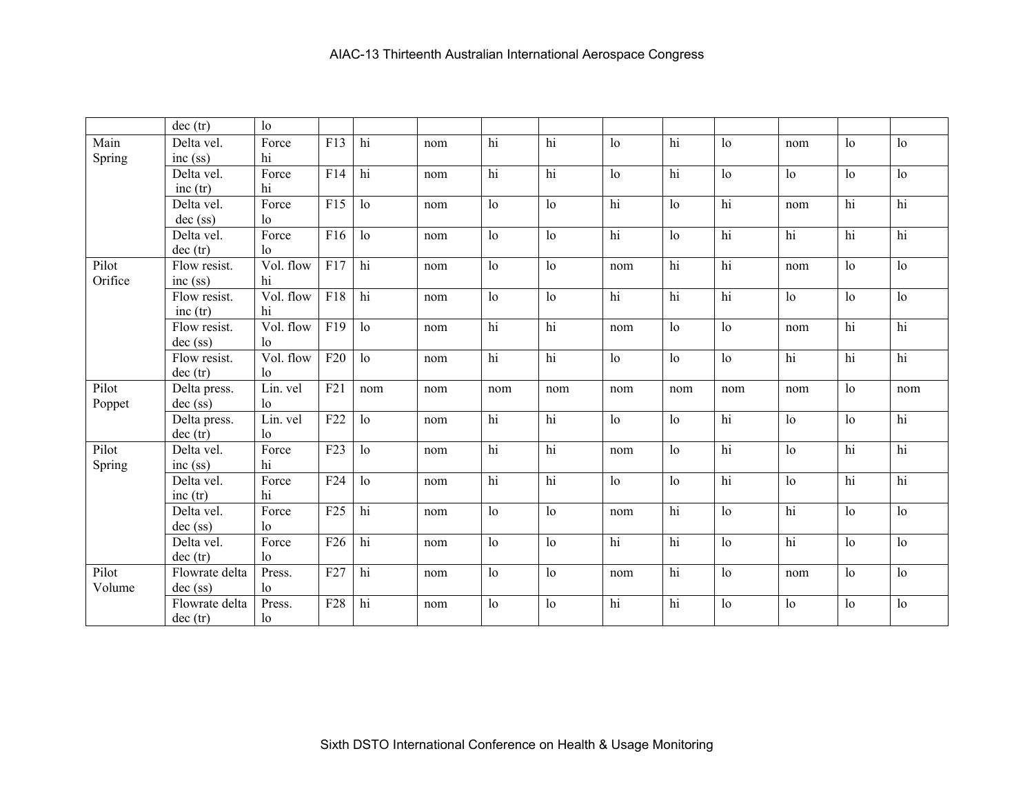| | | | | | | | | | | | | | |
|---|---|---|---|---|---|---|---|---|---|---|---|---|---|
| | dec (tr) | lo | | | | | | | | | | | |
| Main Spring | Delta vel. inc (ss) | Force hi | F13 | hi | nom | hi | hi | lo | hi | lo | nom | lo | lo |
| | Delta vel. inc (tr) | Force hi | F14 | hi | nom | hi | hi | lo | hi | lo | lo | lo | lo |
| | Delta vel. dec (ss) | Force lo | F15 | lo | nom | lo | lo | hi | lo | hi | nom | hi | hi |
| | Delta vel. dec (tr) | Force lo | F16 | lo | nom | lo | lo | hi | lo | hi | hi | hi | hi |
| Pilot Orifice | Flow resist. inc (ss) | Vol. flow hi | F17 | hi | nom | lo | lo | nom | hi | hi | nom | lo | lo |
| | Flow resist. inc (tr) | Vol. flow hi | F18 | hi | nom | lo | lo | hi | hi | hi | lo | lo | lo |
| | Flow resist. dec (ss) | Vol. flow lo | F19 | lo | nom | hi | hi | nom | lo | lo | nom | hi | hi |
| | Flow resist. dec (tr) | Vol. flow lo | F20 | lo | nom | hi | hi | lo | lo | lo | hi | hi | hi |
| Pilot Poppet | Delta press. dec (ss) | Lin. vel lo | F21 | nom | nom | nom | nom | nom | nom | nom | nom | lo | nom |
| | Delta press. dec (tr) | Lin. vel lo | F22 | lo | nom | hi | hi | lo | lo | hi | lo | lo | hi |
| Pilot Spring | Delta vel. inc (ss) | Force hi | F23 | lo | nom | hi | hi | nom | lo | hi | lo | hi | hi |
| | Delta vel. inc (tr) | Force hi | F24 | lo | nom | hi | hi | lo | lo | hi | lo | hi | hi |
| | Delta vel. dec (ss) | Force lo | F25 | hi | nom | lo | lo | nom | hi | lo | hi | lo | lo |
| | Delta vel. dec (tr) | Force lo | F26 | hi | nom | lo | lo | hi | hi | lo | hi | lo | lo |
| Pilot Volume | Flowrate delta dec (ss) | Press. lo | F27 | hi | nom | lo | lo | nom | hi | lo | nom | lo | lo |
| | Flowrate delta dec (tr) | Press. lo | F28 | hi | nom | lo | lo | hi | hi | lo | lo | lo | lo |